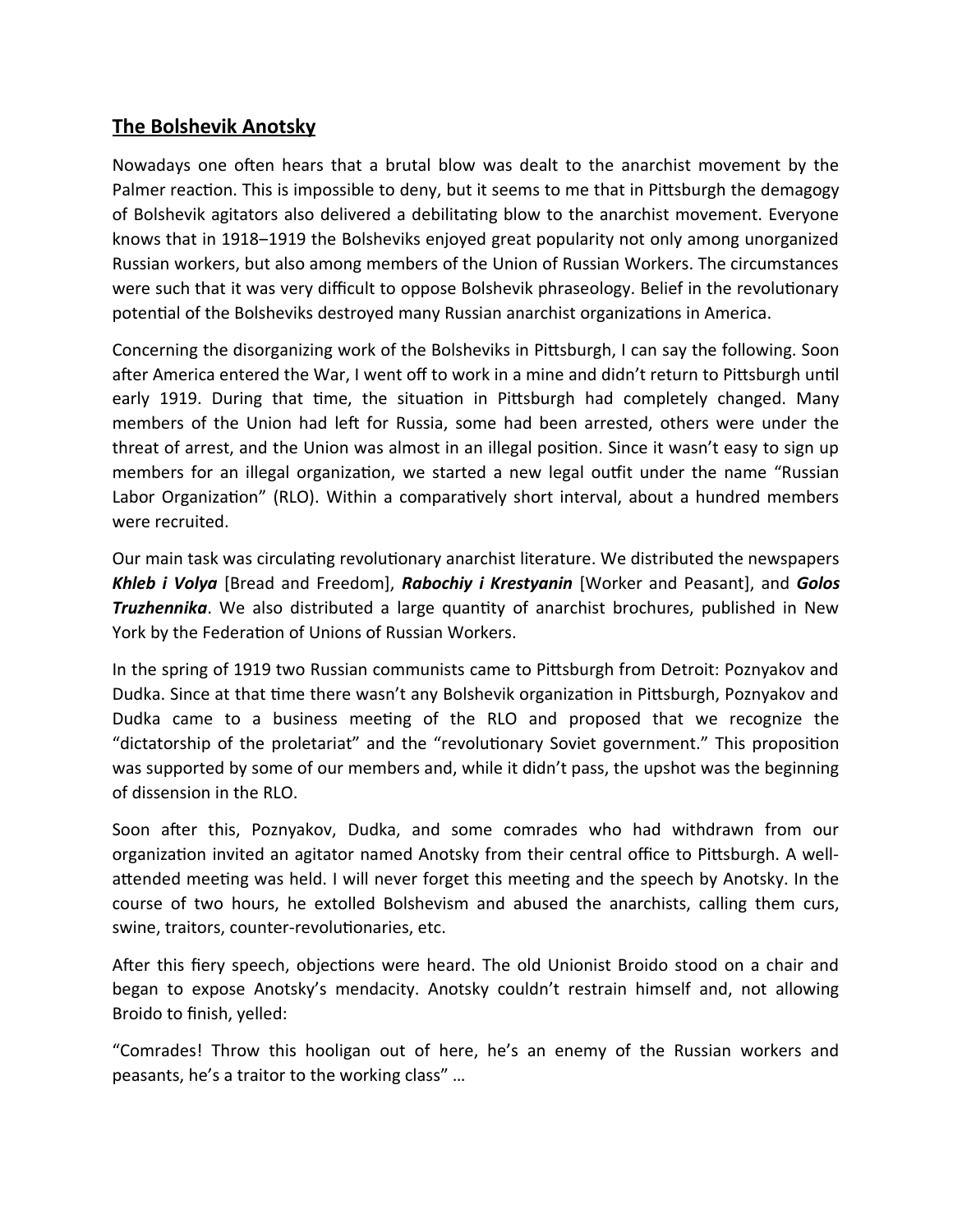## The Bolshevik Anotsky

Nowadays one often hears that a brutal blow was dealt to the anarchist movement by the Palmer reaction. This is impossible to deny, but it seems to me that in Pittsburgh the demagogy of Bolshevik agitators also delivered a debilitating blow to the anarchist movement. Everyone knows that in 1918–1919 the Bolsheviks enjoyed great popularity not only among unorganized Russian workers, but also among members of the Union of Russian Workers. The circumstances were such that it was very difficult to oppose Bolshevik phraseology. Belief in the revolutionary potential of the Bolsheviks destroyed many Russian anarchist organizations in America.

Concerning the disorganizing work of the Bolsheviks in Pittsburgh, I can say the following. Soon after America entered the War, I went off to work in a mine and didn't return to Pittsburgh until early 1919. During that time, the situation in Pittsburgh had completely changed. Many members of the Union had left for Russia, some had been arrested, others were under the threat of arrest, and the Union was almost in an illegal position. Since it wasn't easy to sign up members for an illegal organization, we started a new legal outfit under the name "Russian Labor Organization" (RLO). Within a comparatively short interval, about a hundred members were recruited.

Our main task was circulating revolutionary anarchist literature. We distributed the newspapers ***Khleb i Volya*** [Bread and Freedom], ***Rabochiy i Krestyanin*** [Worker and Peasant], and ***Golos Truzhennika***. We also distributed a large quantity of anarchist brochures, published in New York by the Federation of Unions of Russian Workers.

In the spring of 1919 two Russian communists came to Pittsburgh from Detroit: Poznyakov and Dudka. Since at that time there wasn't any Bolshevik organization in Pittsburgh, Poznyakov and Dudka came to a business meeting of the RLO and proposed that we recognize the "dictatorship of the proletariat" and the "revolutionary Soviet government." This proposition was supported by some of our members and, while it didn't pass, the upshot was the beginning of dissension in the RLO.

Soon after this, Poznyakov, Dudka, and some comrades who had withdrawn from our organization invited an agitator named Anotsky from their central office to Pittsburgh. A well-attended meeting was held. I will never forget this meeting and the speech by Anotsky. In the course of two hours, he extolled Bolshevism and abused the anarchists, calling them curs, swine, traitors, counter-revolutionaries, etc.

After this fiery speech, objections were heard. The old Unionist Broido stood on a chair and began to expose Anotsky's mendacity. Anotsky couldn't restrain himself and, not allowing Broido to finish, yelled:

"Comrades! Throw this hooligan out of here, he's an enemy of the Russian workers and peasants, he's a traitor to the working class" …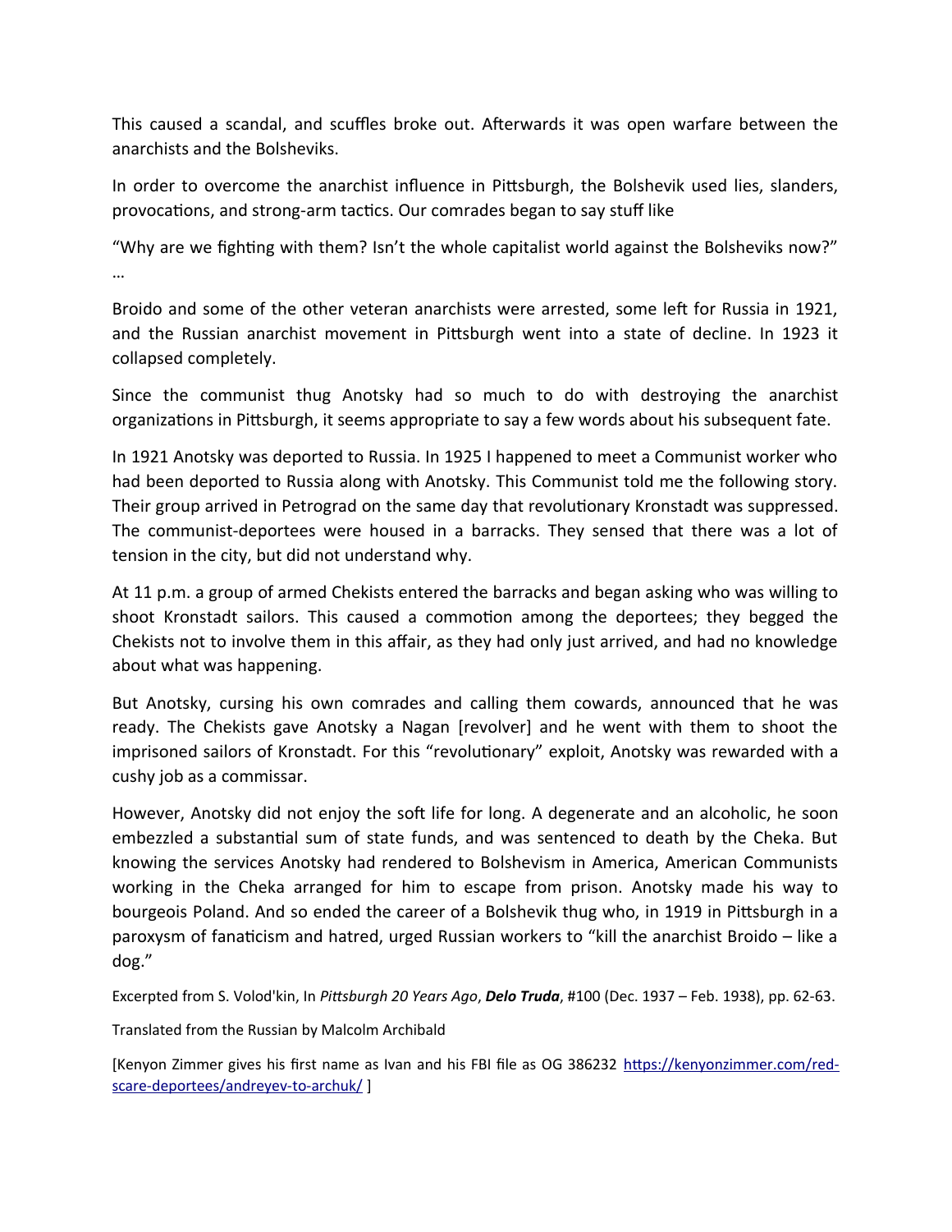This caused a scandal, and scuffles broke out. Afterwards it was open warfare between the anarchists and the Bolsheviks.

In order to overcome the anarchist influence in Pittsburgh, the Bolshevik used lies, slanders, provocations, and strong-arm tactics. Our comrades began to say stuff like

"Why are we fighting with them? Isn't the whole capitalist world against the Bolsheviks now?" …

Broido and some of the other veteran anarchists were arrested, some left for Russia in 1921, and the Russian anarchist movement in Pittsburgh went into a state of decline. In 1923 it collapsed completely.

Since the communist thug Anotsky had so much to do with destroying the anarchist organizations in Pittsburgh, it seems appropriate to say a few words about his subsequent fate.

In 1921 Anotsky was deported to Russia. In 1925 I happened to meet a Communist worker who had been deported to Russia along with Anotsky. This Communist told me the following story. Their group arrived in Petrograd on the same day that revolutionary Kronstadt was suppressed. The communist-deportees were housed in a barracks. They sensed that there was a lot of tension in the city, but did not understand why.

At 11 p.m. a group of armed Chekists entered the barracks and began asking who was willing to shoot Kronstadt sailors. This caused a commotion among the deportees; they begged the Chekists not to involve them in this affair, as they had only just arrived, and had no knowledge about what was happening.

But Anotsky, cursing his own comrades and calling them cowards, announced that he was ready. The Chekists gave Anotsky a Nagan [revolver] and he went with them to shoot the imprisoned sailors of Kronstadt. For this "revolutionary" exploit, Anotsky was rewarded with a cushy job as a commissar.

However, Anotsky did not enjoy the soft life for long. A degenerate and an alcoholic, he soon embezzled a substantial sum of state funds, and was sentenced to death by the Cheka. But knowing the services Anotsky had rendered to Bolshevism in America, American Communists working in the Cheka arranged for him to escape from prison. Anotsky made his way to bourgeois Poland. And so ended the career of a Bolshevik thug who, in 1919 in Pittsburgh in a paroxysm of fanaticism and hatred, urged Russian workers to "kill the anarchist Broido – like a dog."

Excerpted from S. Volod'kin, In *Pittsburgh 20 Years Ago*, ***Delo Truda***, #100 (Dec. 1937 – Feb. 1938), pp. 62-63.

Translated from the Russian by Malcolm Archibald

[Kenyon Zimmer gives his first name as Ivan and his FBI file as OG 386232 https://kenyonzimmer.com/red-scare-deportees/andreyev-to-archuk/ ]